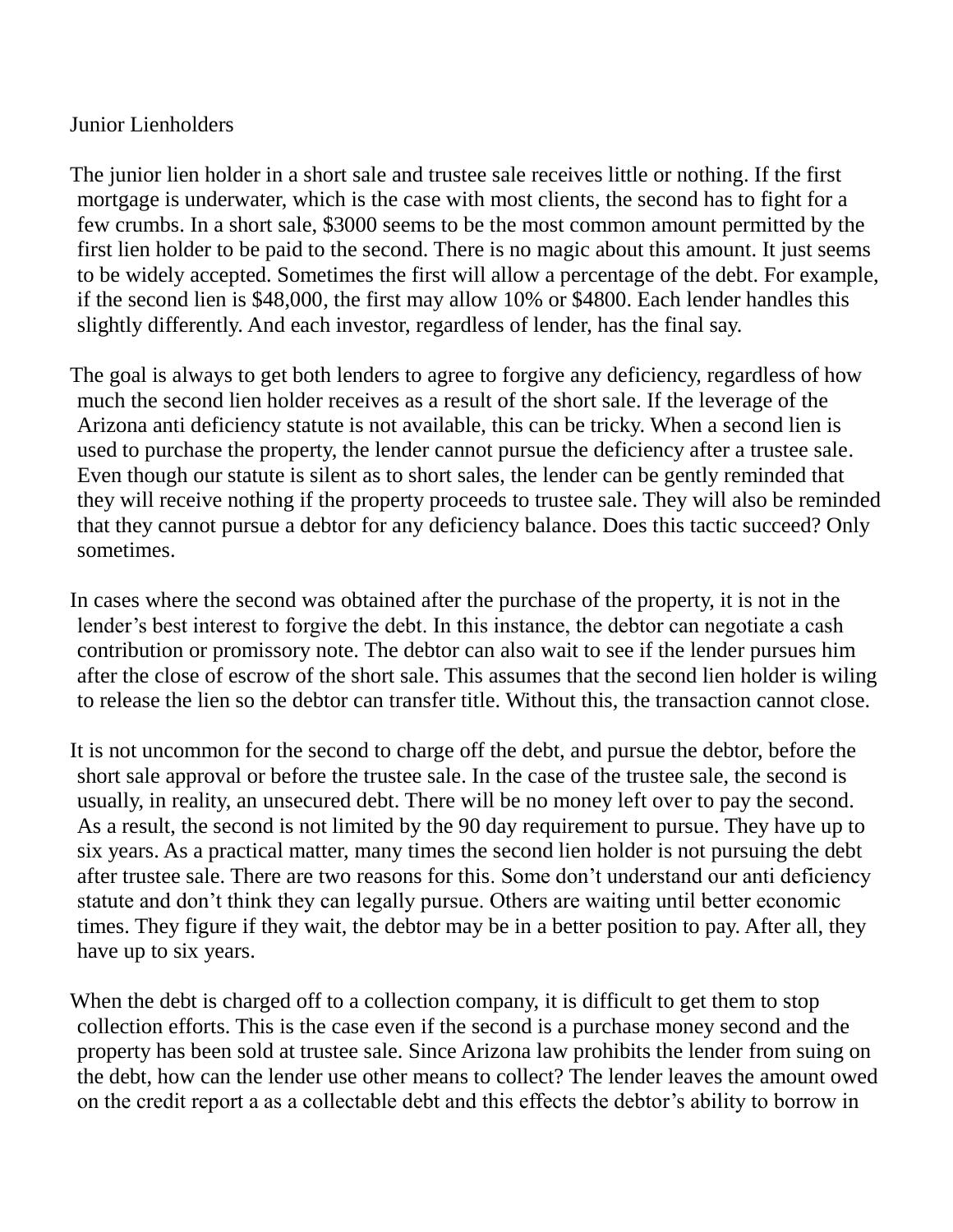## Junior Lienholders

The junior lien holder in a short sale and trustee sale receives little or nothing. If the first mortgage is underwater, which is the case with most clients, the second has to fight for a few crumbs. In a short sale, $3000 seems to be the most common amount permitted by the first lien holder to be paid to the second. There is no magic about this amount. It just seems to be widely accepted. Sometimes the first will allow a percentage of the debt. For example, if the second lien is $48,000, the first may allow 10% or $4800. Each lender handles this slightly differently. And each investor, regardless of lender, has the final say.

The goal is always to get both lenders to agree to forgive any deficiency, regardless of how much the second lien holder receives as a result of the short sale. If the leverage of the Arizona anti deficiency statute is not available, this can be tricky. When a second lien is used to purchase the property, the lender cannot pursue the deficiency after a trustee sale. Even though our statute is silent as to short sales, the lender can be gently reminded that they will receive nothing if the property proceeds to trustee sale. They will also be reminded that they cannot pursue a debtor for any deficiency balance. Does this tactic succeed? Only sometimes.

In cases where the second was obtained after the purchase of the property, it is not in the lender's best interest to forgive the debt. In this instance, the debtor can negotiate a cash contribution or promissory note. The debtor can also wait to see if the lender pursues him after the close of escrow of the short sale. This assumes that the second lien holder is wiling to release the lien so the debtor can transfer title. Without this, the transaction cannot close.

It is not uncommon for the second to charge off the debt, and pursue the debtor, before the short sale approval or before the trustee sale. In the case of the trustee sale, the second is usually, in reality, an unsecured debt. There will be no money left over to pay the second. As a result, the second is not limited by the 90 day requirement to pursue. They have up to six years. As a practical matter, many times the second lien holder is not pursuing the debt after trustee sale. There are two reasons for this. Some don't understand our anti deficiency statute and don't think they can legally pursue. Others are waiting until better economic times. They figure if they wait, the debtor may be in a better position to pay. After all, they have up to six years.

When the debt is charged off to a collection company, it is difficult to get them to stop collection efforts. This is the case even if the second is a purchase money second and the property has been sold at trustee sale. Since Arizona law prohibits the lender from suing on the debt, how can the lender use other means to collect? The lender leaves the amount owed on the credit report a as a collectable debt and this effects the debtor's ability to borrow in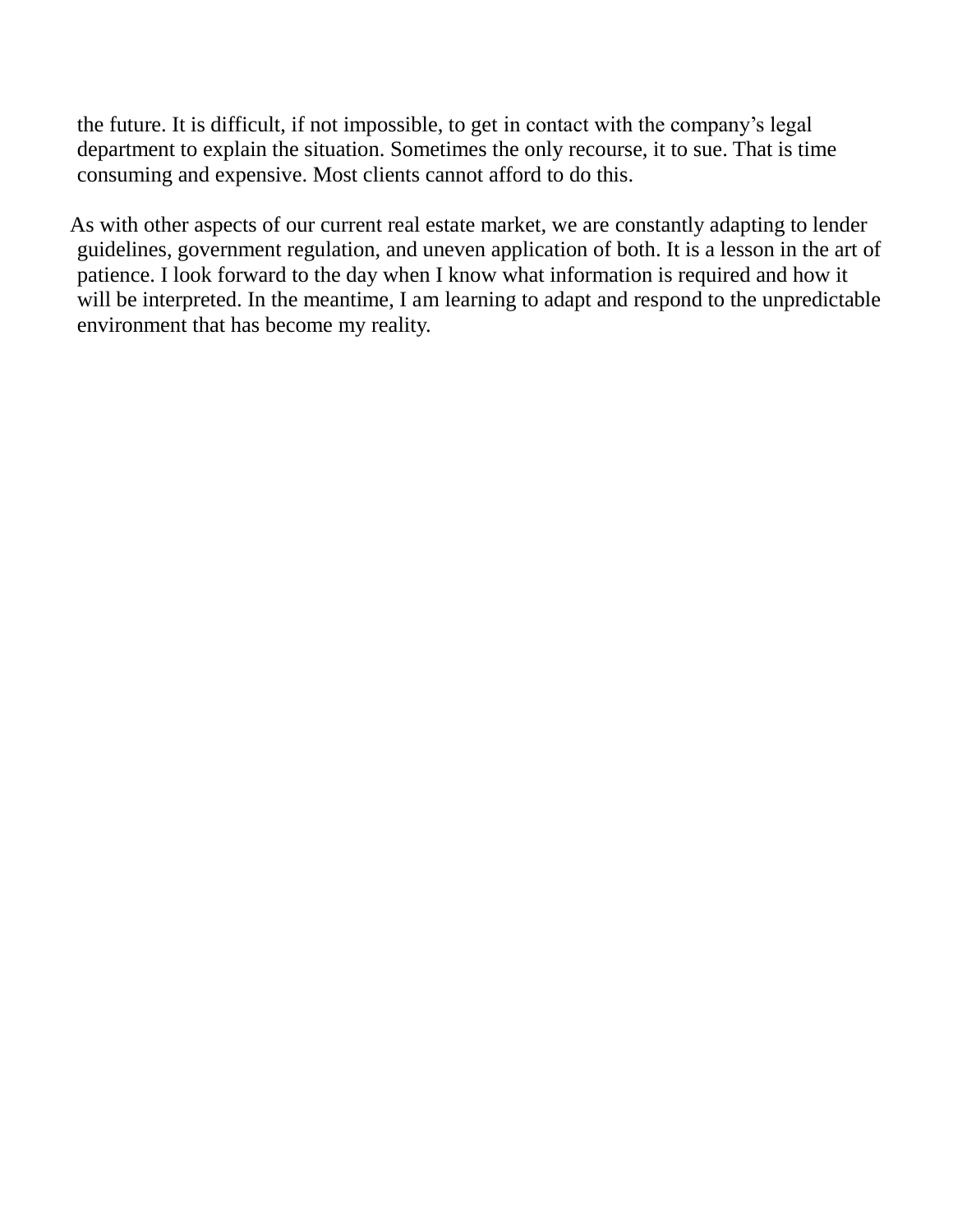the future. It is difficult, if not impossible, to get in contact with the company's legal department to explain the situation. Sometimes the only recourse, it to sue. That is time consuming and expensive. Most clients cannot afford to do this.

As with other aspects of our current real estate market, we are constantly adapting to lender guidelines, government regulation, and uneven application of both. It is a lesson in the art of patience. I look forward to the day when I know what information is required and how it will be interpreted. In the meantime, I am learning to adapt and respond to the unpredictable environment that has become my reality.